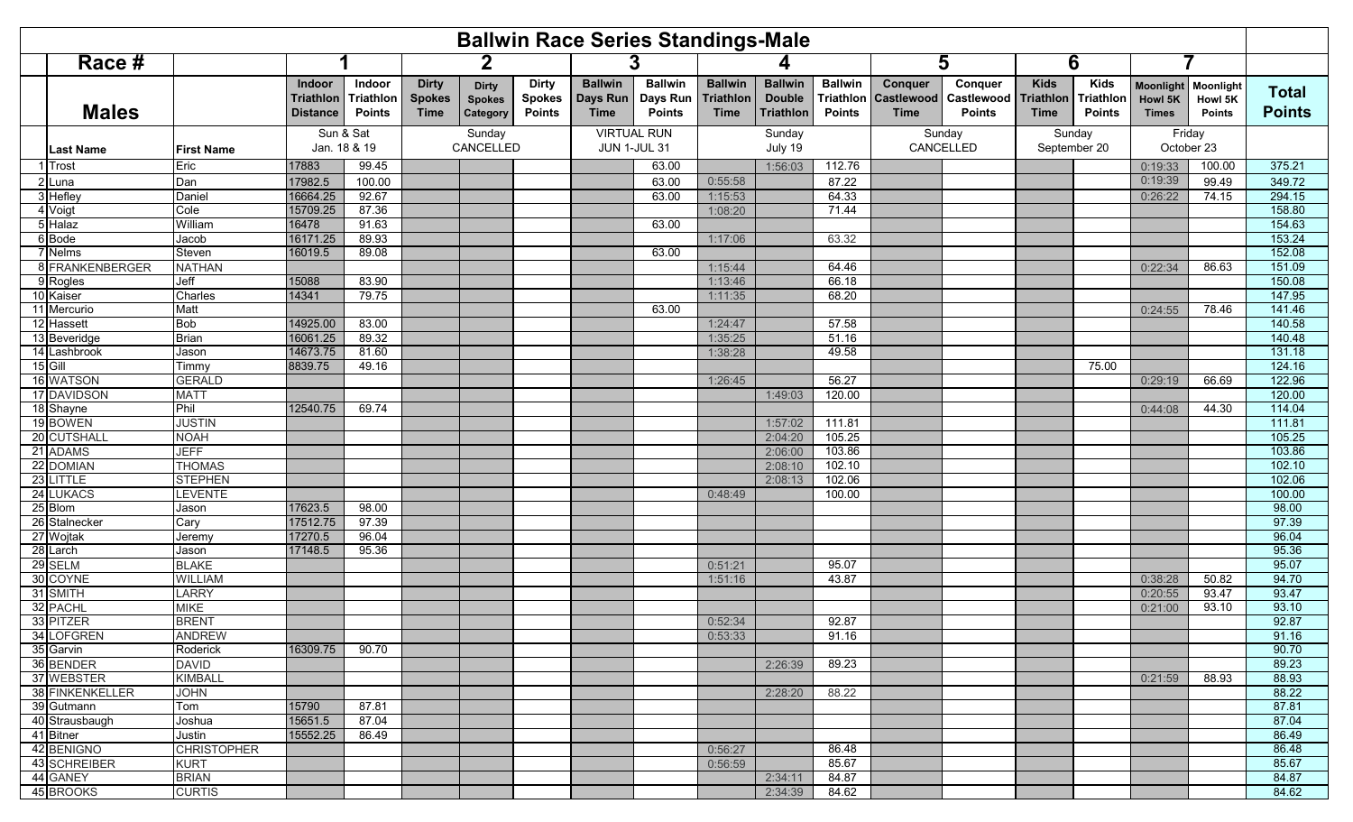# Ballwin Race Series Standings-Male

| Race # | | | 1 | | 2 | | | 3 | | 4 | | | 5 | | 6 | | 7 | | |
|---|---|---|---|---|---|---|---|---|---|---|---|---|---|---|---|---|---|---|---|
| **Males** | | | Indoor Triathlon Distance | Indoor Triathlon Points | Dirty Spokes Time | Dirty Spokes Category | Dirty Spokes Points | Ballwin Days Run Time | Ballwin Days Run Points | Ballwin Triathlon Time | Ballwin Double Triathlon | Ballwin Triathlon Points | Conquer Castlewood Time | Conquer Castlewood Points | Kids Triathlon Time | Kids Triathlon Points | Moonlight Howl 5K Times | Moonlight Howl 5K Points | **Total Points** |
| | Last Name | First Name | Sun & Sat Jan. 18 & 19 | | Sunday CANCELLED | | | VIRTUAL RUN JUN 1-JUL 31 | | Sunday July 19 | | | Sunday CANCELLED | | Sunday September 20 | | Friday October 23 | | |
| 1 | Trost | Eric | 17883 | 99.45 | | | | | 63.00 | | 1:56:03 | 112.76 | | | | | 0:19:33 | 100.00 | 375.21 |
| 2 | Luna | Dan | 17982.5 | 100.00 | | | | | 63.00 | 0:55:58 | | 87.22 | | | | | 0:19:39 | 99.49 | 349.72 |
| 3 | Hefley | Daniel | 16664.25 | 92.67 | | | | | 63.00 | 1:15:53 | | 64.33 | | | | | 0:26:22 | 74.15 | 294.15 |
| 4 | Voigt | Cole | 15709.25 | 87.36 | | | | | | 1:08:20 | | 71.44 | | | | | | | 158.80 |
| 5 | Halaz | William | 16478 | 91.63 | | | | | 63.00 | | | | | | | | | | 154.63 |
| 6 | Bode | Jacob | 16171.25 | 89.93 | | | | | | 1:17:06 | | 63.32 | | | | | | | 153.24 |
| 7 | Nelms | Steven | 16019.5 | 89.08 | | | | | 63.00 | | | | | | | | | | 152.08 |
| 8 | FRANKENBERGER | NATHAN | | | | | | | | 1:15:44 | | 64.46 | | | | | 0:22:34 | 86.63 | 151.09 |
| 9 | Rogles | Jeff | 15088 | 83.90 | | | | | | 1:13:46 | | 66.18 | | | | | | | 150.08 |
| 10 | Kaiser | Charles | 14341 | 79.75 | | | | | | 1:11:35 | | 68.20 | | | | | | | 147.95 |
| 11 | Mercurio | Matt | | | | | | | 63.00 | | | | | | | | 0:24:55 | 78.46 | 141.46 |
| 12 | Hassett | Bob | 14925.00 | 83.00 | | | | | | 1:24:47 | | 57.58 | | | | | | | 140.58 |
| 13 | Beveridge | Brian | 16061.25 | 89.32 | | | | | | 1:35:25 | | 51.16 | | | | | | | 140.48 |
| 14 | Lashbrook | Jason | 14673.75 | 81.60 | | | | | | 1:38:28 | | 49.58 | | | | | | | 131.18 |
| 15 | Gill | Timmy | 8839.75 | 49.16 | | | | | | | | | | | | 75.00 | | | 124.16 |
| 16 | WATSON | GERALD | | | | | | | | 1:26:45 | | 56.27 | | | | | 0:29:19 | 66.69 | 122.96 |
| 17 | DAVIDSON | MATT | | | | | | | | | 1:49:03 | 120.00 | | | | | | | 120.00 |
| 18 | Shayne | Phil | 12540.75 | 69.74 | | | | | | | | | | | | | 0:44:08 | 44.30 | 114.04 |
| 19 | BOWEN | JUSTIN | | | | | | | | | 1:57:02 | 111.81 | | | | | | | 111.81 |
| 20 | CUTSHALL | NOAH | | | | | | | | | 2:04:20 | 105.25 | | | | | | | 105.25 |
| 21 | ADAMS | JEFF | | | | | | | | | 2:06:00 | 103.86 | | | | | | | 103.86 |
| 22 | DOMIAN | THOMAS | | | | | | | | | 2:08:10 | 102.10 | | | | | | | 102.10 |
| 23 | LITTLE | STEPHEN | | | | | | | | | 2:08:13 | 102.06 | | | | | | | 102.06 |
| 24 | LUKACS | LEVENTE | | | | | | | | 0:48:49 | | 100.00 | | | | | | | 100.00 |
| 25 | Blom | Jason | 17623.5 | 98.00 | | | | | | | | | | | | | | | 98.00 |
| 26 | Stalnecker | Cary | 17512.75 | 97.39 | | | | | | | | | | | | | | | 97.39 |
| 27 | Wojtak | Jeremy | 17270.5 | 96.04 | | | | | | | | | | | | | | | 96.04 |
| 28 | Larch | Jason | 17148.5 | 95.36 | | | | | | | | | | | | | | | 95.36 |
| 29 | SELM | BLAKE | | | | | | | | 0:51:21 | | 95.07 | | | | | | | 95.07 |
| 30 | COYNE | WILLIAM | | | | | | | | 1:51:16 | | 43.87 | | | | | 0:38:28 | 50.82 | 94.70 |
| 31 | SMITH | LARRY | | | | | | | | | | | | | | | 0:20:55 | 93.47 | 93.47 |
| 32 | PACHL | MIKE | | | | | | | | | | | | | | | 0:21:00 | 93.10 | 93.10 |
| 33 | PITZER | BRENT | | | | | | | | 0:52:34 | | 92.87 | | | | | | | 92.87 |
| 34 | LOFGREN | ANDREW | | | | | | | | 0:53:33 | | 91.16 | | | | | | | 91.16 |
| 35 | Garvin | Roderick | 16309.75 | 90.70 | | | | | | | | | | | | | | | 90.70 |
| 36 | BENDER | DAVID | | | | | | | | | 2:26:39 | 89.23 | | | | | | | 89.23 |
| 37 | WEBSTER | KIMBALL | | | | | | | | | | | | | | | 0:21:59 | 88.93 | 88.93 |
| 38 | FINKENKELLER | JOHN | | | | | | | | | 2:28:20 | 88.22 | | | | | | | 88.22 |
| 39 | Gutmann | Tom | 15790 | 87.81 | | | | | | | | | | | | | | | 87.81 |
| 40 | Strausbaugh | Joshua | 15651.5 | 87.04 | | | | | | | | | | | | | | | 87.04 |
| 41 | Bitner | Justin | 15552.25 | 86.49 | | | | | | | | | | | | | | | 86.49 |
| 42 | BENIGNO | CHRISTOPHER | | | | | | | | 0:56:27 | | 86.48 | | | | | | | 86.48 |
| 43 | SCHREIBER | KURT | | | | | | | | 0:56:59 | | 85.67 | | | | | | | 85.67 |
| 44 | GANEY | BRIAN | | | | | | | | | 2:34:11 | 84.87 | | | | | | | 84.87 |
| 45 | BROOKS | CURTIS | | | | | | | | | 2:34:39 | 84.62 | | | | | | | 84.62 |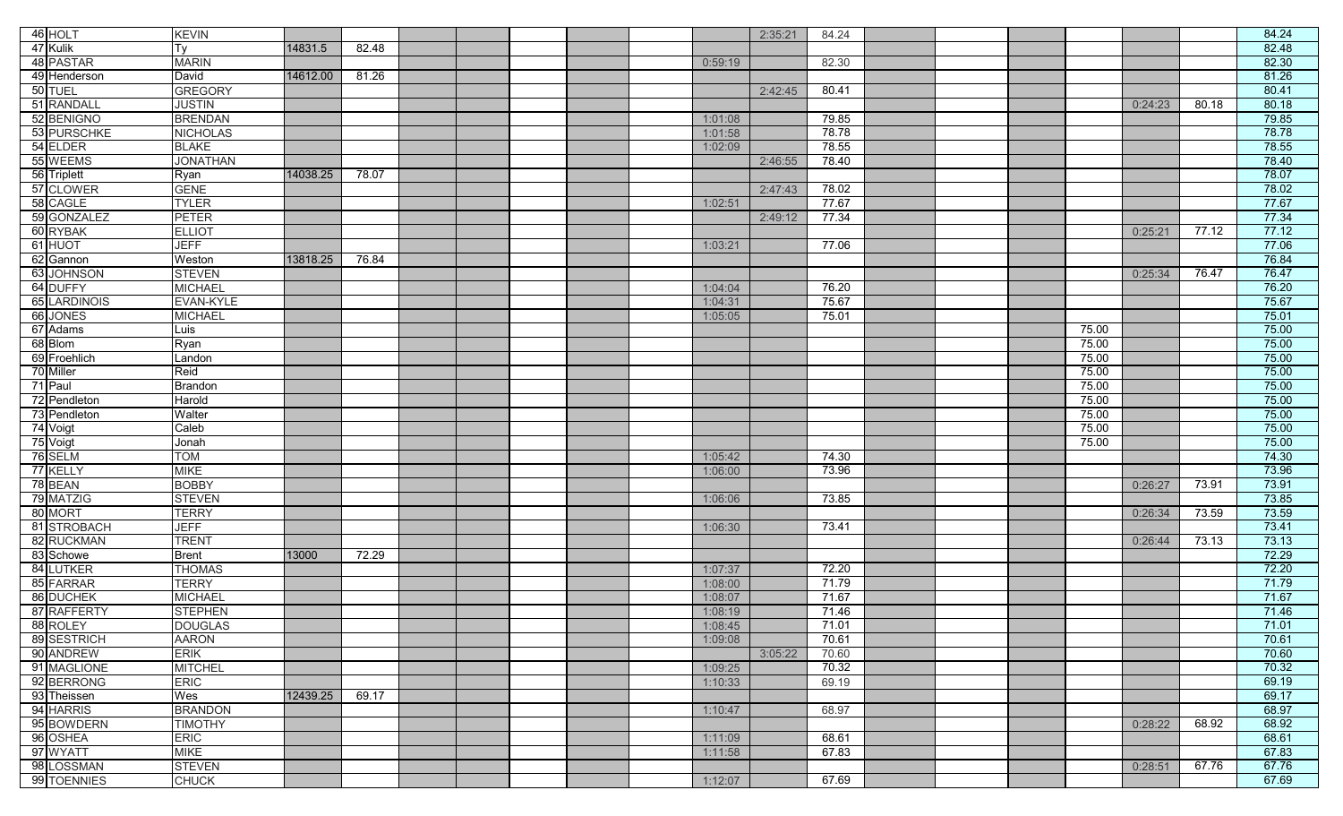| | | | | | | | | | | | | | | | | | | | |
|---|---|---|---|---|---|---|---|---|---|---|---|---|---|---|---|---|---|---|---|
| 46 | HOLT | KEVIN | | | | | | | | | 2:35:21 | 84.24 | | | | | | | 84.24 |
| 47 | Kulik | Ty | 14831.5 | 82.48 | | | | | | | | | | | | | | | 82.48 |
| 48 | PASTAR | MARIN | | | | | | | | 0:59:19 | | 82.30 | | | | | | | 82.30 |
| 49 | Henderson | David | 14612.00 | 81.26 | | | | | | | | | | | | | | | 81.26 |
| 50 | TUEL | GREGORY | | | | | | | | | 2:42:45 | 80.41 | | | | | | | 80.41 |
| 51 | RANDALL | JUSTIN | | | | | | | | | | | | | | | 0:24:23 | 80.18 | 80.18 |
| 52 | BENIGNO | BRENDAN | | | | | | | | 1:01:08 | | 79.85 | | | | | | | 79.85 |
| 53 | PURSCHKE | NICHOLAS | | | | | | | | 1:01:58 | | 78.78 | | | | | | | 78.78 |
| 54 | ELDER | BLAKE | | | | | | | | 1:02:09 | | 78.55 | | | | | | | 78.55 |
| 55 | WEEMS | JONATHAN | | | | | | | | | 2:46:55 | 78.40 | | | | | | | 78.40 |
| 56 | Triplett | Ryan | 14038.25 | 78.07 | | | | | | | | | | | | | | | 78.07 |
| 57 | CLOWER | GENE | | | | | | | | | 2:47:43 | 78.02 | | | | | | | 78.02 |
| 58 | CAGLE | TYLER | | | | | | | | 1:02:51 | | 77.67 | | | | | | | 77.67 |
| 59 | GONZALEZ | PETER | | | | | | | | | 2:49:12 | 77.34 | | | | | | | 77.34 |
| 60 | RYBAK | ELLIOT | | | | | | | | | | | | | | | 0:25:21 | 77.12 | 77.12 |
| 61 | HUOT | JEFF | | | | | | | | 1:03:21 | | 77.06 | | | | | | | 77.06 |
| 62 | Gannon | Weston | 13818.25 | 76.84 | | | | | | | | | | | | | | | 76.84 |
| 63 | JOHNSON | STEVEN | | | | | | | | | | | | | | | 0:25:34 | 76.47 | 76.47 |
| 64 | DUFFY | MICHAEL | | | | | | | | 1:04:04 | | 76.20 | | | | | | | 76.20 |
| 65 | LARDINOIS | EVAN-KYLE | | | | | | | | 1:04:31 | | 75.67 | | | | | | | 75.67 |
| 66 | JONES | MICHAEL | | | | | | | | 1:05:05 | | 75.01 | | | | | | | 75.01 |
| 67 | Adams | Luis | | | | | | | | | | | | | | 75.00 | | | 75.00 |
| 68 | Blom | Ryan | | | | | | | | | | | | | | 75.00 | | | 75.00 |
| 69 | Froehlich | Landon | | | | | | | | | | | | | | 75.00 | | | 75.00 |
| 70 | Miller | Reid | | | | | | | | | | | | | | 75.00 | | | 75.00 |
| 71 | Paul | Brandon | | | | | | | | | | | | | | 75.00 | | | 75.00 |
| 72 | Pendleton | Harold | | | | | | | | | | | | | | 75.00 | | | 75.00 |
| 73 | Pendleton | Walter | | | | | | | | | | | | | | 75.00 | | | 75.00 |
| 74 | Voigt | Caleb | | | | | | | | | | | | | | 75.00 | | | 75.00 |
| 75 | Voigt | Jonah | | | | | | | | | | | | | | 75.00 | | | 75.00 |
| 76 | SELM | TOM | | | | | | | | 1:05:42 | | 74.30 | | | | | | | 74.30 |
| 77 | KELLY | MIKE | | | | | | | | 1:06:00 | | 73.96 | | | | | | | 73.96 |
| 78 | BEAN | BOBBY | | | | | | | | | | | | | | | 0:26:27 | 73.91 | 73.91 |
| 79 | MATZIG | STEVEN | | | | | | | | 1:06:06 | | 73.85 | | | | | | | 73.85 |
| 80 | MORT | TERRY | | | | | | | | | | | | | | | 0:26:34 | 73.59 | 73.59 |
| 81 | STROBACH | JEFF | | | | | | | | 1:06:30 | | 73.41 | | | | | | | 73.41 |
| 82 | RUCKMAN | TRENT | | | | | | | | | | | | | | | 0:26:44 | 73.13 | 73.13 |
| 83 | Schowe | Brent | 13000 | 72.29 | | | | | | | | | | | | | | | 72.29 |
| 84 | LUTKER | THOMAS | | | | | | | | 1:07:37 | | 72.20 | | | | | | | 72.20 |
| 85 | FARRAR | TERRY | | | | | | | | 1:08:00 | | 71.79 | | | | | | | 71.79 |
| 86 | DUCHEK | MICHAEL | | | | | | | | 1:08:07 | | 71.67 | | | | | | | 71.67 |
| 87 | RAFFERTY | STEPHEN | | | | | | | | 1:08:19 | | 71.46 | | | | | | | 71.46 |
| 88 | ROLEY | DOUGLAS | | | | | | | | 1:08:45 | | 71.01 | | | | | | | 71.01 |
| 89 | SESTRICH | AARON | | | | | | | | 1:09:08 | | 70.61 | | | | | | | 70.61 |
| 90 | ANDREW | ERIK | | | | | | | | | 3:05:22 | 70.60 | | | | | | | 70.60 |
| 91 | MAGLIONE | MITCHEL | | | | | | | | 1:09:25 | | 70.32 | | | | | | | 70.32 |
| 92 | BERRONG | ERIC | | | | | | | | 1:10:33 | | 69.19 | | | | | | | 69.19 |
| 93 | Theissen | Wes | 12439.25 | 69.17 | | | | | | | | | | | | | | | 69.17 |
| 94 | HARRIS | BRANDON | | | | | | | | 1:10:47 | | 68.97 | | | | | | | 68.97 |
| 95 | BOWDERN | TIMOTHY | | | | | | | | | | | | | | | 0:28:22 | 68.92 | 68.92 |
| 96 | OSHEA | ERIC | | | | | | | | 1:11:09 | | 68.61 | | | | | | | 68.61 |
| 97 | WYATT | MIKE | | | | | | | | 1:11:58 | | 67.83 | | | | | | | 67.83 |
| 98 | LOSSMAN | STEVEN | | | | | | | | | | | | | | | 0:28:51 | 67.76 | 67.76 |
| 99 | TOENNIES | CHUCK | | | | | | | | 1:12:07 | | 67.69 | | | | | | | 67.69 |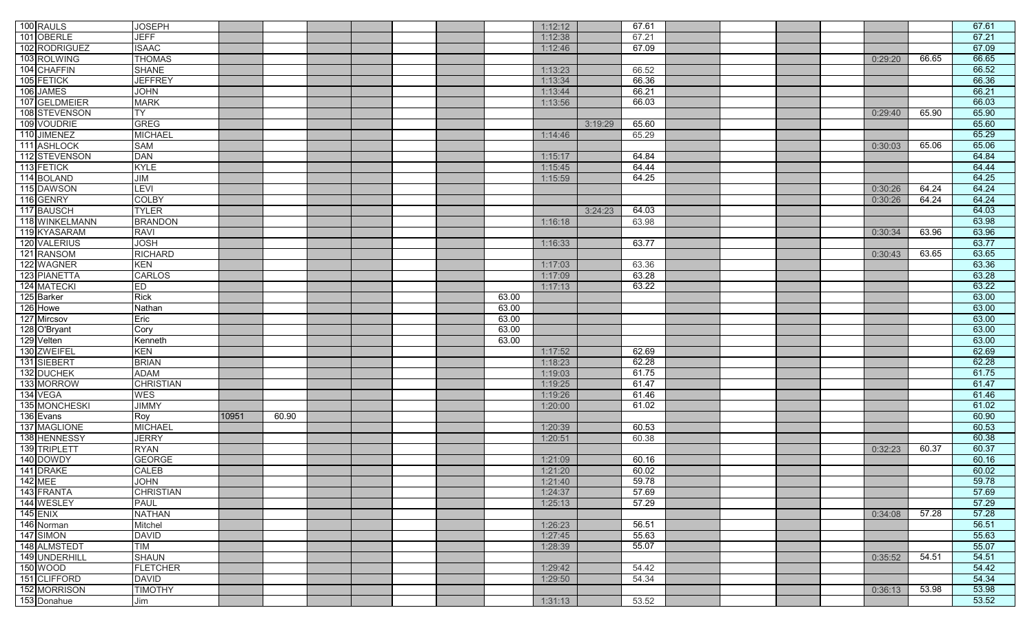| | | | | | | | | | | | | | | | | | | | |
|---|---|---|---|---|---|---|---|---|---|---|---|---|---|---|---|---|---|---|---|
| 100 | RAULS | JOSEPH | | | | | | | | 1:12:12 | | 67.61 | | | | | | | 67.61 |
| 101 | OBERLE | JEFF | | | | | | | | 1:12:38 | | 67.21 | | | | | | | 67.21 |
| 102 | RODRIGUEZ | ISAAC | | | | | | | | 1:12:46 | | 67.09 | | | | | | | 67.09 |
| 103 | ROLWING | THOMAS | | | | | | | | | | | | | | | 0:29:20 | 66.65 | 66.65 |
| 104 | CHAFFIN | SHANE | | | | | | | | 1:13:23 | | 66.52 | | | | | | | 66.52 |
| 105 | FETICK | JEFFREY | | | | | | | | 1:13:34 | | 66.36 | | | | | | | 66.36 |
| 106 | JAMES | JOHN | | | | | | | | 1:13:44 | | 66.21 | | | | | | | 66.21 |
| 107 | GELDMEIER | MARK | | | | | | | | 1:13:56 | | 66.03 | | | | | | | 66.03 |
| 108 | STEVENSON | TY | | | | | | | | | | | | | | | 0:29:40 | 65.90 | 65.90 |
| 109 | VOUDRIE | GREG | | | | | | | | | 3:19:29 | 65.60 | | | | | | | 65.60 |
| 110 | JIMENEZ | MICHAEL | | | | | | | | 1:14:46 | | 65.29 | | | | | | | 65.29 |
| 111 | ASHLOCK | SAM | | | | | | | | | | | | | | | 0:30:03 | 65.06 | 65.06 |
| 112 | STEVENSON | DAN | | | | | | | | 1:15:17 | | 64.84 | | | | | | | 64.84 |
| 113 | FETICK | KYLE | | | | | | | | 1:15:45 | | 64.44 | | | | | | | 64.44 |
| 114 | BOLAND | JIM | | | | | | | | 1:15:59 | | 64.25 | | | | | | | 64.25 |
| 115 | DAWSON | LEVI | | | | | | | | | | | | | | | 0:30:26 | 64.24 | 64.24 |
| 116 | GENRY | COLBY | | | | | | | | | | | | | | | 0:30:26 | 64.24 | 64.24 |
| 117 | BAUSCH | TYLER | | | | | | | | | 3:24:23 | 64.03 | | | | | | | 64.03 |
| 118 | WINKELMANN | BRANDON | | | | | | | | 1:16:18 | | 63.98 | | | | | | | 63.98 |
| 119 | KYASARAM | RAVI | | | | | | | | | | | | | | | 0:30:34 | 63.96 | 63.96 |
| 120 | VALERIUS | JOSH | | | | | | | | 1:16:33 | | 63.77 | | | | | | | 63.77 |
| 121 | RANSOM | RICHARD | | | | | | | | | | | | | | | 0:30:43 | 63.65 | 63.65 |
| 122 | WAGNER | KEN | | | | | | | | 1:17:03 | | 63.36 | | | | | | | 63.36 |
| 123 | PIANETTA | CARLOS | | | | | | | | 1:17:09 | | 63.28 | | | | | | | 63.28 |
| 124 | MATECKI | ED | | | | | | | | 1:17:13 | | 63.22 | | | | | | | 63.22 |
| 125 | Barker | Rick | | | | | | | 63.00 | | | | | | | | | | 63.00 |
| 126 | Howe | Nathan | | | | | | | 63.00 | | | | | | | | | | 63.00 |
| 127 | Mircsov | Eric | | | | | | | 63.00 | | | | | | | | | | 63.00 |
| 128 | O'Bryant | Cory | | | | | | | 63.00 | | | | | | | | | | 63.00 |
| 129 | Velten | Kenneth | | | | | | | 63.00 | | | | | | | | | | 63.00 |
| 130 | ZWEIFEL | KEN | | | | | | | | 1:17:52 | | 62.69 | | | | | | | 62.69 |
| 131 | SIEBERT | BRIAN | | | | | | | | 1:18:23 | | 62.28 | | | | | | | 62.28 |
| 132 | DUCHEK | ADAM | | | | | | | | 1:19:03 | | 61.75 | | | | | | | 61.75 |
| 133 | MORROW | CHRISTIAN | | | | | | | | 1:19:25 | | 61.47 | | | | | | | 61.47 |
| 134 | VEGA | WES | | | | | | | | 1:19:26 | | 61.46 | | | | | | | 61.46 |
| 135 | MONCHESKI | JIMMY | | | | | | | | 1:20:00 | | 61.02 | | | | | | | 61.02 |
| 136 | Evans | Roy | 10951 | 60.90 | | | | | | | | | | | | | | | 60.90 |
| 137 | MAGLIONE | MICHAEL | | | | | | | | 1:20:39 | | 60.53 | | | | | | | 60.53 |
| 138 | HENNESSY | JERRY | | | | | | | | 1:20:51 | | 60.38 | | | | | | | 60.38 |
| 139 | TRIPLETT | RYAN | | | | | | | | | | | | | | | 0:32:23 | 60.37 | 60.37 |
| 140 | DOWDY | GEORGE | | | | | | | | 1:21:09 | | 60.16 | | | | | | | 60.16 |
| 141 | DRAKE | CALEB | | | | | | | | 1:21:20 | | 60.02 | | | | | | | 60.02 |
| 142 | MEE | JOHN | | | | | | | | 1:21:40 | | 59.78 | | | | | | | 59.78 |
| 143 | FRANTA | CHRISTIAN | | | | | | | | 1:24:37 | | 57.69 | | | | | | | 57.69 |
| 144 | WESLEY | PAUL | | | | | | | | 1:25:13 | | 57.29 | | | | | | | 57.29 |
| 145 | ENIX | NATHAN | | | | | | | | | | | | | | | 0:34:08 | 57.28 | 57.28 |
| 146 | Norman | Mitchel | | | | | | | | 1:26:23 | | 56.51 | | | | | | | 56.51 |
| 147 | SIMON | DAVID | | | | | | | | 1:27:45 | | 55.63 | | | | | | | 55.63 |
| 148 | ALMSTEDT | TIM | | | | | | | | 1:28:39 | | 55.07 | | | | | | | 55.07 |
| 149 | UNDERHILL | SHAUN | | | | | | | | | | | | | | | 0:35:52 | 54.51 | 54.51 |
| 150 | WOOD | FLETCHER | | | | | | | | 1:29:42 | | 54.42 | | | | | | | 54.42 |
| 151 | CLIFFORD | DAVID | | | | | | | | 1:29:50 | | 54.34 | | | | | | | 54.34 |
| 152 | MORRISON | TIMOTHY | | | | | | | | | | | | | | | 0:36:13 | 53.98 | 53.98 |
| 153 | Donahue | Jim | | | | | | | | 1:31:13 | | 53.52 | | | | | | | 53.52 |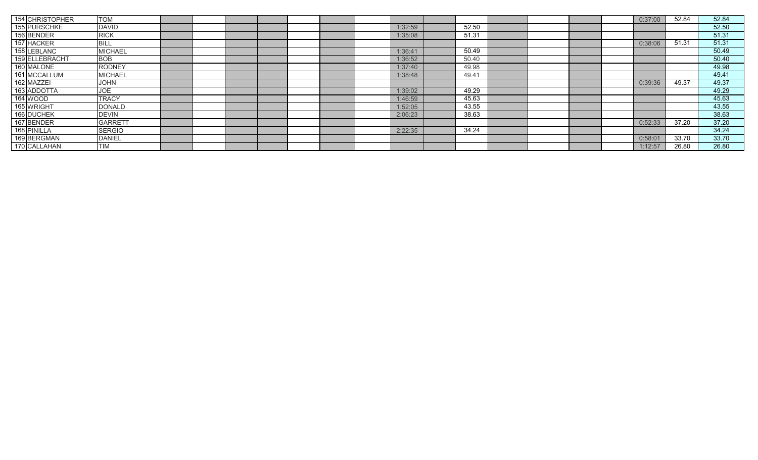| | | | | | | | | | | | | | | | | | | |
|---|---|---|---|---|---|---|---|---|---|---|---|---|---|---|---|---|---|---|
| 154 | CHRISTOPHER | TOM | | | | | | | | | | | | | | 0:37:00 | 52.84 | 52.84 |
| 155 | PURSCHKE | DAVID | | | | | | | | 1:32:59 | | 52.50 | | | | | | 52.50 |
| 156 | BENDER | RICK | | | | | | | | 1:35:08 | | 51.31 | | | | | | 51.31 |
| 157 | HACKER | BILL | | | | | | | | | | | | | | 0:38:06 | 51.31 | 51.31 |
| 158 | LEBLANC | MICHAEL | | | | | | | | 1:36:41 | | 50.49 | | | | | | 50.49 |
| 159 | ELLEBRACHT | BOB | | | | | | | | 1:36:52 | | 50.40 | | | | | | 50.40 |
| 160 | MALONE | RODNEY | | | | | | | | 1:37:40 | | 49.98 | | | | | | 49.98 |
| 161 | MCCALLUM | MICHAEL | | | | | | | | 1:38:48 | | 49.41 | | | | | | 49.41 |
| 162 | MAZZEI | JOHN | | | | | | | | | | | | | | 0:39:36 | 49.37 | 49.37 |
| 163 | ADDOTTA | JOE | | | | | | | | 1:39:02 | | 49.29 | | | | | | 49.29 |
| 164 | WOOD | TRACY | | | | | | | | 1:46:59 | | 45.63 | | | | | | 45.63 |
| 165 | WRIGHT | DONALD | | | | | | | | 1:52:05 | | 43.55 | | | | | | 43.55 |
| 166 | DUCHEK | DEVIN | | | | | | | | 2:06:23 | | 38.63 | | | | | | 38.63 |
| 167 | BENDER | GARRETT | | | | | | | | | | | | | | 0:52:33 | 37.20 | 37.20 |
| 168 | PINILLA | SERGIO | | | | | | | | 2:22:35 | | 34.24 | | | | | | 34.24 |
| 169 | BERGMAN | DANIEL | | | | | | | | | | | | | | 0:58:01 | 33.70 | 33.70 |
| 170 | CALLAHAN | TIM | | | | | | | | | | | | | | 1:12:57 | 26.80 | 26.80 |